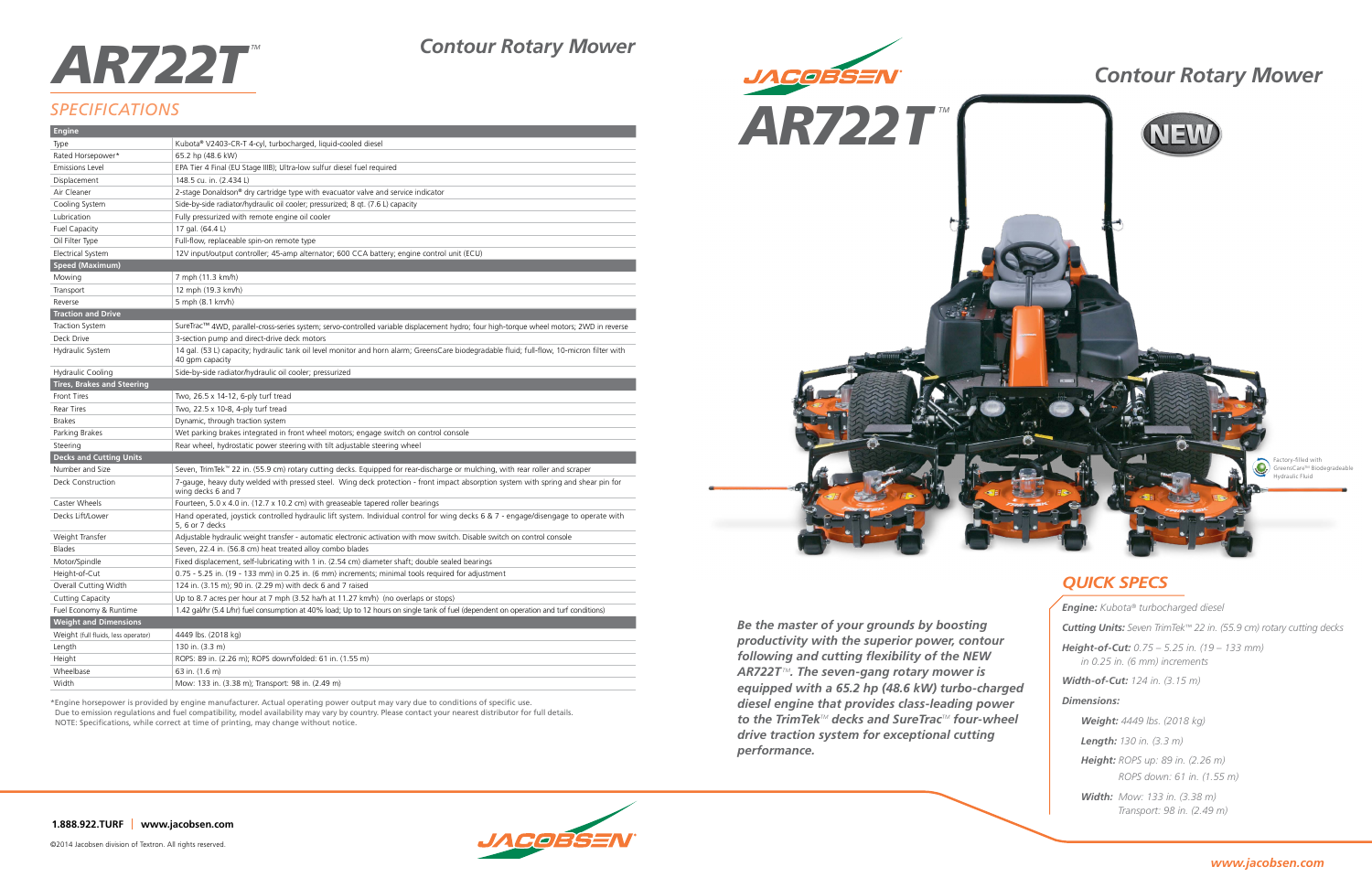# AR722T™

## Contour Rotary Mower

## SPECIFICATIONS

| Engine | |
|---|---|
| Type | Kubota® V2403-CR-T 4-cyl, turbocharged, liquid-cooled diesel |
| Rated Horsepower* | 65.2 hp (48.6 kW) |
| Emissions Level | EPA Tier 4 Final (EU Stage IIIB); Ultra-low sulfur diesel fuel required |
| Displacement | 148.5 cu. in. (2.434 L) |
| Air Cleaner | 2-stage Donaldson® dry cartridge type with evacuator valve and service indicator |
| Cooling System | Side-by-side radiator/hydraulic oil cooler; pressurized; 8 qt. (7.6 L) capacity |
| Lubrication | Fully pressurized with remote engine oil cooler |
| Fuel Capacity | 17 gal. (64.4 L) |
| Oil Filter Type | Full-flow, replaceable spin-on remote type |
| Electrical System | 12V input/output controller; 45-amp alternator; 600 CCA battery; engine control unit (ECU) |
| **Speed (Maximum)** | |
| Mowing | 7 mph (11.3 km/h) |
| Transport | 12 mph (19.3 km/h) |
| Reverse | 5 mph (8.1 km/h) |
| **Traction and Drive** | |
| Traction System | SureTrac™ 4WD, parallel-cross-series system; servo-controlled variable displacement hydro; four high-torque wheel motors; 2WD in reverse |
| Deck Drive | 3-section pump and direct-drive deck motors |
| Hydraulic System | 14 gal. (53 L) capacity; hydraulic tank oil level monitor and horn alarm; GreensCare biodegradable fluid; full-flow, 10-micron filter with 40 gpm capacity |
| Hydraulic Cooling | Side-by-side radiator/hydraulic oil cooler; pressurized |
| **Tires, Brakes and Steering** | |
| Front Tires | Two, 26.5 x 14-12, 6-ply turf tread |
| Rear Tires | Two, 22.5 x 10-8, 4-ply turf tread |
| Brakes | Dynamic, through traction system |
| Parking Brakes | Wet parking brakes integrated in front wheel motors; engage switch on control console |
| Steering | Rear wheel, hydrostatic power steering with tilt adjustable steering wheel |
| **Decks and Cutting Units** | |
| Number and Size | Seven, TrimTek™ 22 in. (55.9 cm) rotary cutting decks. Equipped for rear-discharge or mulching, with rear roller and scraper |
| Deck Construction | 7-gauge, heavy duty welded with pressed steel. Wing deck protection - front impact absorption system with spring and shear pin for wing decks 6 and 7 |
| Caster Wheels | Fourteen, 5.0 x 4.0 in. (12.7 x 10.2 cm) with greaseable tapered roller bearings |
| Decks Lift/Lower | Hand operated, joystick controlled hydraulic lift system. Individual control for wing decks 6 & 7 - engage/disengage to operate with 5, 6 or 7 decks |
| Weight Transfer | Adjustable hydraulic weight transfer - automatic electronic activation with mow switch. Disable switch on control console |
| Blades | Seven, 22.4 in. (56.8 cm) heat treated alloy combo blades |
| Motor/Spindle | Fixed displacement, self-lubricating with 1 in. (2.54 cm) diameter shaft; double sealed bearings |
| Height-of-Cut | 0.75 - 5.25 in. (19 - 133 mm) in 0.25 in. (6 mm) increments; minimal tools required for adjustment |
| Overall Cutting Width | 124 in. (3.15 m); 90 in. (2.29 m) with deck 6 and 7 raised |
| Cutting Capacity | Up to 8.7 acres per hour at 7 mph (3.52 ha/h at 11.27 km/h) (no overlaps or stops) |
| Fuel Economy & Runtime | 1.42 gal/hr (5.4 L/hr) fuel consumption at 40% load; Up to 12 hours on single tank of fuel (dependent on operation and turf conditions) |
| **Weight and Dimensions** | |
| Weight (full fluids, less operator) | 4449 lbs. (2018 kg) |
| Length | 130 in. (3.3 m) |
| Height | ROPS: 89 in. (2.26 m); ROPS down/folded: 61 in. (1.55 m) |
| Wheelbase | 63 in. (1.6 m) |
| Width | Mow: 133 in. (3.38 m); Transport: 98 in. (2.49 m) |

*Engine horsepower is provided by engine manufacturer. Actual operating power output may vary due to conditions of specific use.
Due to emission regulations and fuel compatibility, model availability may vary by country. Please contact your nearest distributor for full details.
NOTE: Specifications, while correct at time of printing, may change without notice.

**1.888.922.TURF | www.jacobsen.com**

©2014 Jacobsen division of Textron. All rights reserved.

# JACOBSEN AR722T™

## Contour Rotary Mower

NEW

Factory-filled with GreensCare™ Biodegradable Hydraulic Fluid

***Be the master of your grounds by boosting productivity with the superior power, contour following and cutting flexibility of the NEW AR722T™. The seven-gang rotary mower is equipped with a 65.2 hp (48.6 kW) turbo-charged diesel engine that provides class-leading power to the TrimTek™ decks and SureTrac™ four-wheel drive traction system for exceptional cutting performance.***

## QUICK SPECS

***Engine:*** *Kubota® turbocharged diesel*

***Cutting Units:*** *Seven TrimTek™ 22 in. (55.9 cm) rotary cutting decks*

***Height-of-Cut:*** *0.75 – 5.25 in. (19 – 133 mm) in 0.25 in. (6 mm) increments*

***Width-of-Cut:*** *124 in. (3.15 m)*

***Dimensions:***

- ***Weight:*** *4449 lbs. (2018 kg)*
- ***Length:*** *130 in. (3.3 m)*
- ***Height:*** *ROPS up: 89 in. (2.26 m)*
  *ROPS down: 61 in. (1.55 m)*
- ***Width:*** *Mow: 133 in. (3.38 m)*
  *Transport: 98 in. (2.49 m)*

*www.jacobsen.com*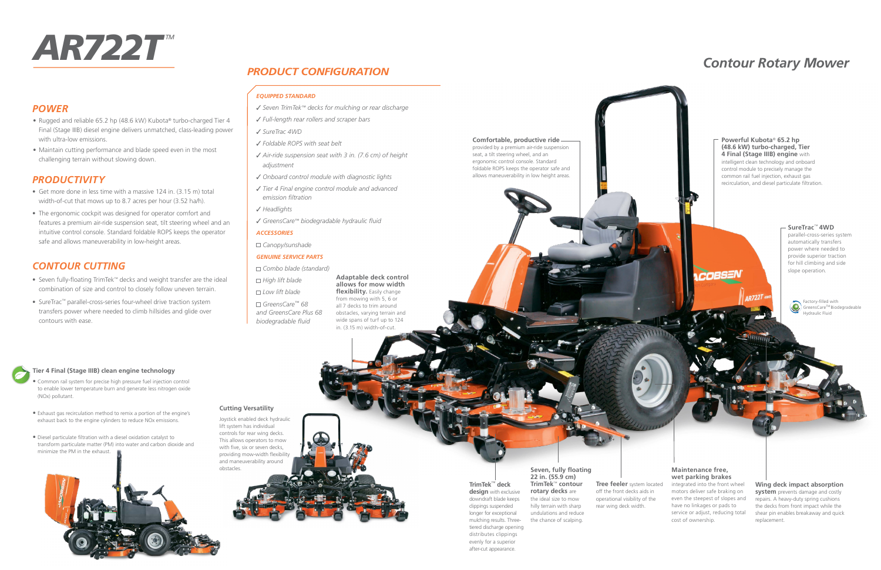# AR722T™

## Contour Rotary Mower

## POWER

- Rugged and reliable 65.2 hp (48.6 kW) Kubota® turbo-charged Tier 4 Final (Stage IIIB) diesel engine delivers unmatched, class-leading power with ultra-low emissions.
- Maintain cutting performance and blade speed even in the most challenging terrain without slowing down.

## PRODUCTIVITY

- Get more done in less time with a massive 124 in. (3.15 m) total width-of-cut that mows up to 8.7 acres per hour (3.52 ha/h).
- The ergonomic cockpit was designed for operator comfort and features a premium air-ride suspension seat, tilt steering wheel and an intuitive control console. Standard foldable ROPS keeps the operator safe and allows maneuverability in low-height areas.

## CONTOUR CUTTING

- Seven fully-floating TrimTek™ decks and weight transfer are the ideal combination of size and control to closely follow uneven terrain.
- SureTrac™ parallel-cross-series four-wheel drive traction system transfers power where needed to climb hillsides and glide over contours with ease.

**Tier 4 Final (Stage IIIB) clean engine technology**

- Common rail system for precise high pressure fuel injection control to enable lower temperature burn and generate less nitrogen oxide (NOx) pollutant.
- Exhaust gas recirculation method to remix a portion of the engine's exhaust back to the engine cylinders to reduce NOx emissions.
- Diesel particulate filtration with a diesel oxidation catalyst to transform particulate matter (PM) into water and carbon dioxide and minimize the PM in the exhaust.

## PRODUCT CONFIGURATION

*EQUIPPED STANDARD*

- ✓ *Seven TrimTek™ decks for mulching or rear discharge*
- ✓ *Full-length rear rollers and scraper bars*
- ✓ *SureTrac 4WD*
- ✓ *Foldable ROPS with seat belt*
- ✓ *Air-ride suspension seat with 3 in. (7.6 cm) of height adjustment*
- ✓ *Onboard control module with diagnostic lights*
- ✓ *Tier 4 Final engine control module and advanced emission filtration*
- ✓ *Headlights*
- ✓ *GreensCare™ biodegradable hydraulic fluid*

*ACCESSORIES*

- ☐ *Canopy/sunshade*

*GENUINE SERVICE PARTS*

- ☐ *Combo blade (standard)*
- ☐ *High lift blade*
- ☐ *Low lift blade*
- ☐ *GreensCare™ 68 and GreensCare Plus 68 biodegradable fluid*

**Adaptable deck control allows for mow width flexibility.** Easily change from mowing with 5, 6 or all 7 decks to trim around obstacles, varying terrain and wide spans of turf up to 124 in. (3.15 m) width-of-cut.

**Cutting Versatility**

Joystick enabled deck hydraulic lift system has individual controls for rear wing decks. This allows operators to mow with five, six or seven decks, providing mow-width flexibility and maneuverability around obstacles.

**Comfortable, productive ride** provided by a premium air-ride suspension seat, a tilt steering wheel, and an ergonomic control console. Standard foldable ROPS keeps the operator safe and allows maneuverability in low height areas.

**Powerful Kubota® 65.2 hp (48.6 kW) turbo-charged, Tier 4 Final (Stage IIIB) engine** with intelligent clean technology and onboard control module to precisely manage the common rail fuel injection, exhaust gas recirculation, and diesel particulate filtration.

**SureTrac™ 4WD** parallel-cross-series system automatically transfers power where needed to provide superior traction for hill climbing and side slope operation.

Factory-filled with GreensCare™ Biodegradeable Hydraulic Fluid

**TrimTek™ deck design** with exclusive downdraft blade keeps clippings suspended longer for exceptional mulching results. Three-tiered discharge opening distributes clippings evenly for a superior after-cut appearance.

**Seven, fully floating 22 in. (55.9 cm) TrimTek™ contour rotary decks** are the ideal size to mow hilly terrain with sharp undulations and reduce the chance of scalping.

**Tree feeler** system located off the front decks aids in operational visibility of the rear wing deck width.

**Maintenance free, wet parking brakes** integrated into the front wheel motors deliver safe braking on even the steepest of slopes and have no linkages or pads to service or adjust, reducing total cost of ownership.

**Wing deck impact absorption system** prevents damage and costly repairs. A heavy-duty spring cushions the decks from front impact while the shear pin enables breakaway and quick replacement.